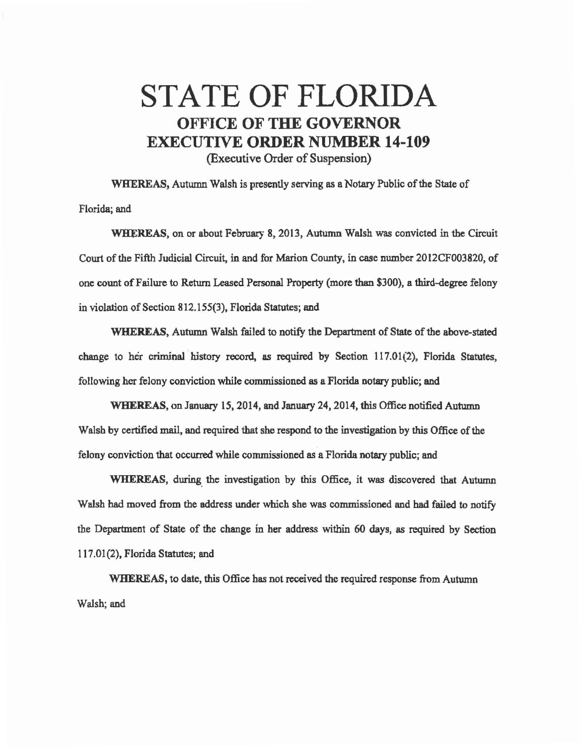# STATE OF FLORIDA

## OFFICE OF THE GOVERNOR

## EXECUTIVE ORDER NUMBER 14-109

(Executive Order of Suspension)

**WHEREAS,** Autumn Walsh is presently serving as a Notary Public of the State of Florida; and

**WHEREAS,** on or about February 8, 2013, Autumn Walsh was convicted in the Circuit Court of the Fifth Judicial Circuit, in and for Marion County, in case number 2012CF003820, of one count of Failure to Return Leased Personal Property (more than $300), a third-degree felony in violation of Section 812.155(3), Florida Statutes; and

**WHEREAS,** Autumn Walsh failed to notify the Department of State of the above-stated change to her criminal history record, as required by Section 117.01(2), Florida Statutes, following her felony conviction while commissioned as a Florida notary public; and

**WHEREAS,** on January 15, 2014, and January 24, 2014, this Office notified Autumn Walsh by certified mail, and required that she respond to the investigation by this Office of the felony conviction that occurred while commissioned as a Florida notary public; and

**WHEREAS,** during the investigation by this Office, it was discovered that Autumn Walsh had moved from the address under which she was commissioned and had failed to notify the Department of State of the change in her address within 60 days, as required by Section 117.01(2), Florida Statutes; and

**WHEREAS,** to date, this Office has not received the required response from Autumn Walsh; and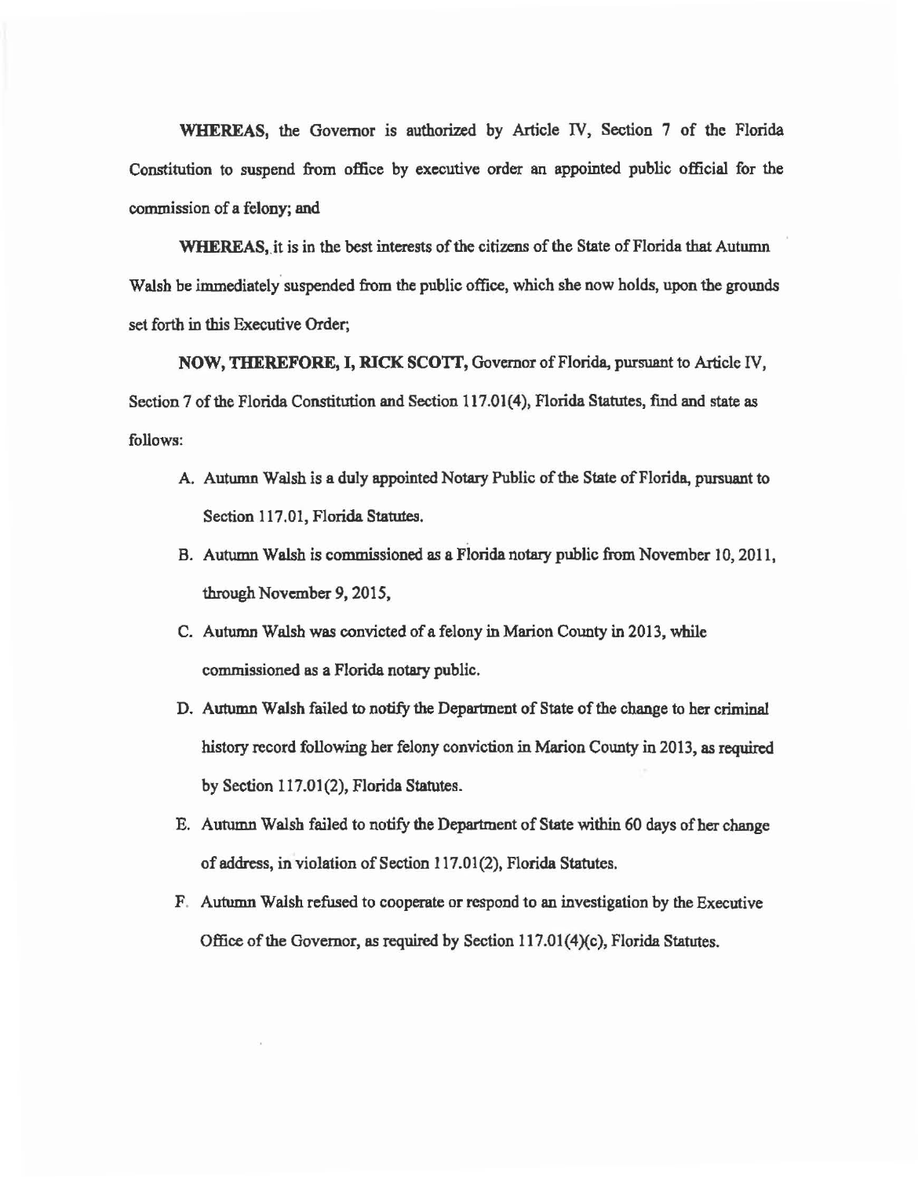**WHEREAS,** the Governor is authorized by Article IV, Section 7 of the Florida Constitution to suspend from office by executive order an appointed public official for the commission of a felony; and

**WHEREAS,** it is in the best interests of the citizens of the State of Florida that Autumn Walsh be immediately suspended from the public office, which she now holds, upon the grounds set forth in this Executive Order;

**NOW, THEREFORE, I, RICK SCOTT,** Governor of Florida, pursuant to Article IV, Section 7 of the Florida Constitution and Section 117.01(4), Florida Statutes, find and state as follows:

A. Autumn Walsh is a duly appointed Notary Public of the State of Florida, pursuant to Section 117.01, Florida Statutes.

B. Autumn Walsh is commissioned as a Florida notary public from November 10, 2011, through November 9, 2015,

C. Autumn Walsh was convicted of a felony in Marion County in 2013, while commissioned as a Florida notary public.

D. Autumn Walsh failed to notify the Department of State of the change to her criminal history record following her felony conviction in Marion County in 2013, as required by Section 117.01(2), Florida Statutes.

E. Autumn Walsh failed to notify the Department of State within 60 days of her change of address, in violation of Section 117.01(2), Florida Statutes.

F. Autumn Walsh refused to cooperate or respond to an investigation by the Executive Office of the Governor, as required by Section 117.01(4)(c), Florida Statutes.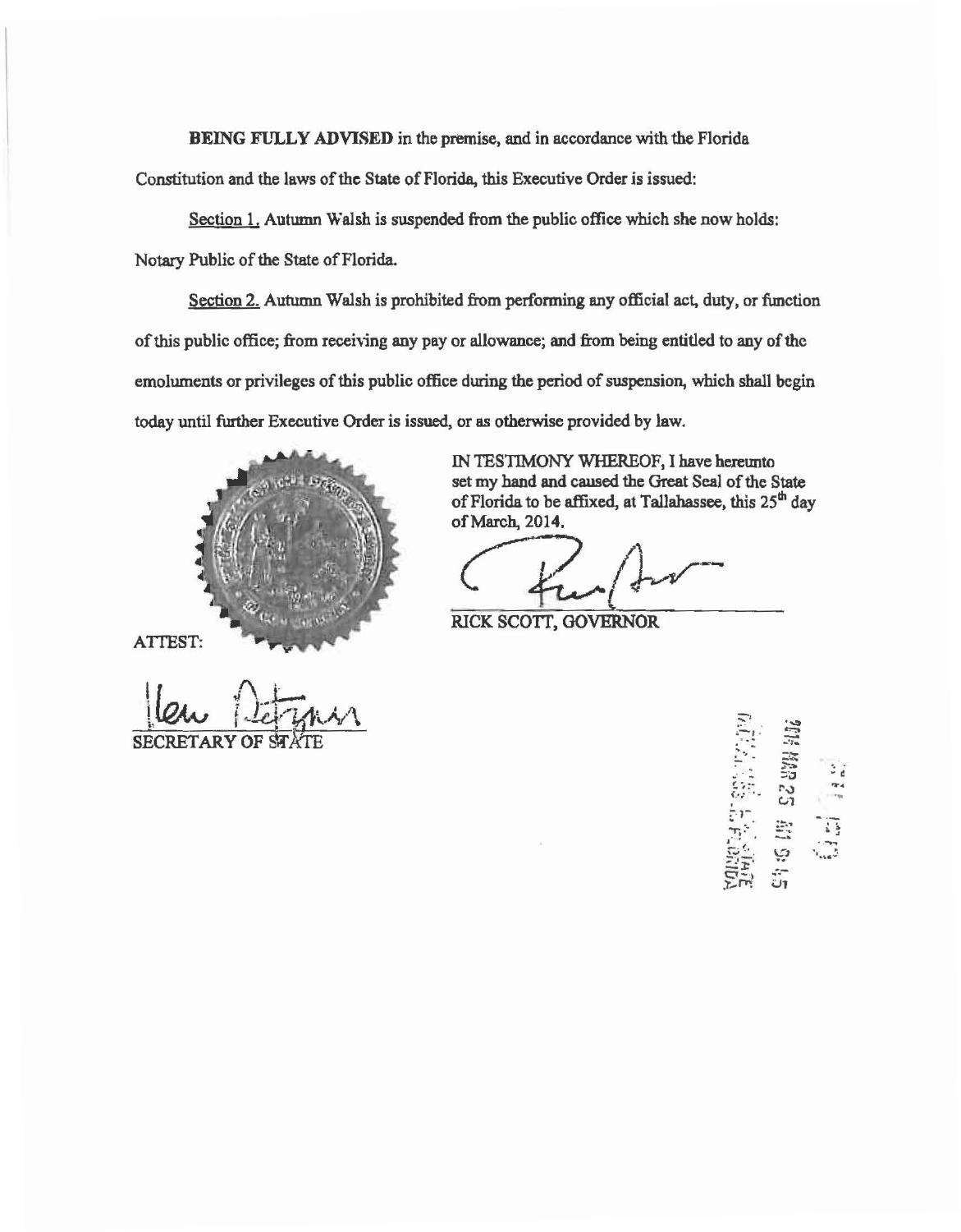**BEING FULLY ADVISED** in the premise, and in accordance with the Florida Constitution and the laws of the State of Florida, this Executive Order is issued:

Section 1. Autumn Walsh is suspended from the public office which she now holds: Notary Public of the State of Florida.

Section 2. Autumn Walsh is prohibited from performing any official act, duty, or function of this public office; from receiving any pay or allowance; and from being entitled to any of the emoluments or privileges of this public office during the period of suspension, which shall begin today until further Executive Order is issued, or as otherwise provided by law.

IN TESTIMONY WHEREOF, I have hereunto set my hand and caused the Great Seal of the State of Florida to be affixed, at Tallahassee, this 25th day of March, 2014.

RICK SCOTT, GOVERNOR

ATTEST:

SECRETARY OF STATE

FILED
2014 MAR 25 AM 9:45
DEPARTMENT OF STATE
TALLAHASSEE, FLORIDA